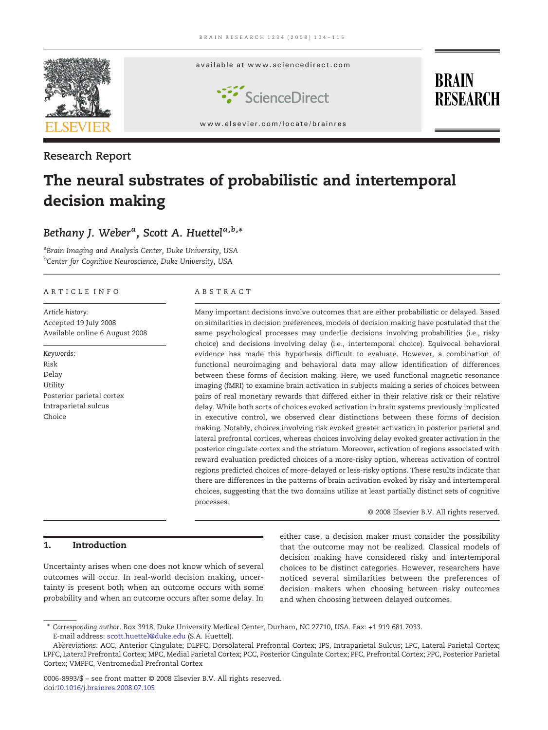Research Report

# The neural substrates of probabilistic and intertemporal decision making

*Bethany J. Weber*[a], *Scott A. Huettel*[a,b,*]

[a]*Brain Imaging and Analysis Center, Duke University, USA*
[b]*Center for Cognitive Neuroscience, Duke University, USA*

## ARTICLE INFO

*Article history:*
Accepted 19 July 2008
Available online 6 August 2008

*Keywords:*
Risk
Delay
Utility
Posterior parietal cortex
Intraparietal sulcus
Choice

## ABSTRACT

Many important decisions involve outcomes that are either probabilistic or delayed. Based on similarities in decision preferences, models of decision making have postulated that the same psychological processes may underlie decisions involving probabilities (i.e., risky choice) and decisions involving delay (i.e., intertemporal choice). Equivocal behavioral evidence has made this hypothesis difficult to evaluate. However, a combination of functional neuroimaging and behavioral data may allow identification of differences between these forms of decision making. Here, we used functional magnetic resonance imaging (fMRI) to examine brain activation in subjects making a series of choices between pairs of real monetary rewards that differed either in their relative risk or their relative delay. While both sorts of choices evoked activation in brain systems previously implicated in executive control, we observed clear distinctions between these forms of decision making. Notably, choices involving risk evoked greater activation in posterior parietal and lateral prefrontal cortices, whereas choices involving delay evoked greater activation in the posterior cingulate cortex and the striatum. Moreover, activation of regions associated with reward evaluation predicted choices of a more-risky option, whereas activation of control regions predicted choices of more-delayed or less-risky options. These results indicate that there are differences in the patterns of brain activation evoked by risky and intertemporal choices, suggesting that the two domains utilize at least partially distinct sets of cognitive processes.

© 2008 Elsevier B.V. All rights reserved.

## 1. Introduction

Uncertainty arises when one does not know which of several outcomes will occur. In real-world decision making, uncertainty is present both when an outcome occurs with some probability and when an outcome occurs after some delay. In either case, a decision maker must consider the possibility that the outcome may not be realized. Classical models of decision making have considered risky and intertemporal choices to be distinct categories. However, researchers have noticed several similarities between the preferences of decision makers when choosing between risky outcomes and when choosing between delayed outcomes.

---

* *Corresponding author*. Box 3918, Duke University Medical Center, Durham, NC 27710, USA. Fax: +1 919 681 7033.
E-mail address: scott.huettel@duke.edu (S.A. Huettel).

*Abbreviations:* ACC, Anterior Cingulate; DLPFC, Dorsolateral Prefrontal Cortex; IPS, Intraparietal Sulcus; LPC, Lateral Parietal Cortex; LPFC, Lateral Prefrontal Cortex; MPC, Medial Parietal Cortex; PCC, Posterior Cingulate Cortex; PFC, Prefrontal Cortex; PPC, Posterior Parietal Cortex; VMPFC, Ventromedial Prefrontal Cortex

0006-8993/$ – see front matter © 2008 Elsevier B.V. All rights reserved.
doi:10.1016/j.brainres.2008.07.105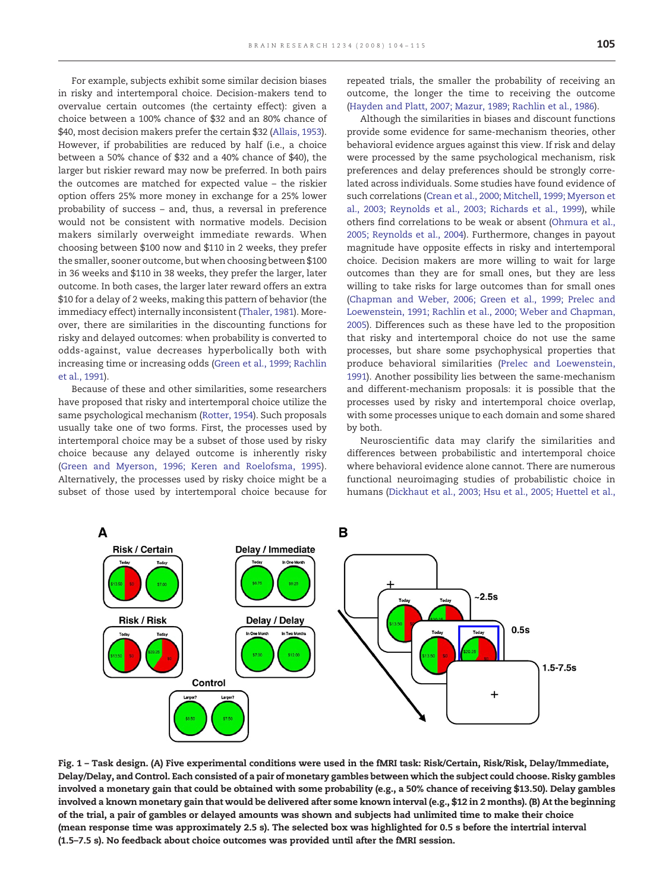For example, subjects exhibit some similar decision biases in risky and intertemporal choice. Decision-makers tend to overvalue certain outcomes (the certainty effect): given a choice between a 100% chance of $32 and an 80% chance of $40, most decision makers prefer the certain $32 (Allais, 1953). However, if probabilities are reduced by half (i.e., a choice between a 50% chance of $32 and a 40% chance of $40), the larger but riskier reward may now be preferred. In both pairs the outcomes are matched for expected value – the riskier option offers 25% more money in exchange for a 25% lower probability of success – and, thus, a reversal in preference would not be consistent with normative models. Decision makers similarly overweight immediate rewards. When choosing between $100 now and $110 in 2 weeks, they prefer the smaller, sooner outcome, but when choosing between $100 in 36 weeks and $110 in 38 weeks, they prefer the larger, later outcome. In both cases, the larger later reward offers an extra $10 for a delay of 2 weeks, making this pattern of behavior (the immediacy effect) internally inconsistent (Thaler, 1981). Moreover, there are similarities in the discounting functions for risky and delayed outcomes: when probability is converted to odds-against, value decreases hyperbolically both with increasing time or increasing odds (Green et al., 1999; Rachlin et al., 1991).

Because of these and other similarities, some researchers have proposed that risky and intertemporal choice utilize the same psychological mechanism (Rotter, 1954). Such proposals usually take one of two forms. First, the processes used by intertemporal choice may be a subset of those used by risky choice because any delayed outcome is inherently risky (Green and Myerson, 1996; Keren and Roelofsma, 1995). Alternatively, the processes used by risky choice might be a subset of those used by intertemporal choice because for repeated trials, the smaller the probability of receiving an outcome, the longer the time to receiving the outcome (Hayden and Platt, 2007; Mazur, 1989; Rachlin et al., 1986).

Although the similarities in biases and discount functions provide some evidence for same-mechanism theories, other behavioral evidence argues against this view. If risk and delay were processed by the same psychological mechanism, risk preferences and delay preferences should be strongly correlated across individuals. Some studies have found evidence of such correlations (Crean et al., 2000; Mitchell, 1999; Myerson et al., 2003; Reynolds et al., 2003; Richards et al., 1999), while others find correlations to be weak or absent (Ohmura et al., 2005; Reynolds et al., 2004). Furthermore, changes in payout magnitude have opposite effects in risky and intertemporal choice. Decision makers are more willing to wait for large outcomes than they are for small ones, but they are less willing to take risks for large outcomes than for small ones (Chapman and Weber, 2006; Green et al., 1999; Prelec and Loewenstein, 1991; Rachlin et al., 2000; Weber and Chapman, 2005). Differences such as these have led to the proposition that risky and intertemporal choice do not use the same processes, but share some psychophysical properties that produce behavioral similarities (Prelec and Loewenstein, 1991). Another possibility lies between the same-mechanism and different-mechanism proposals: it is possible that the processes used by risky and intertemporal choice overlap, with some processes unique to each domain and some shared by both.

Neuroscientific data may clarify the similarities and differences between probabilistic and intertemporal choice where behavioral evidence alone cannot. There are numerous functional neuroimaging studies of probabilistic choice in humans (Dickhaut et al., 2003; Hsu et al., 2005; Huettel et al.,

**Fig. 1 – Task design. (A) Five experimental conditions were used in the fMRI task: Risk/Certain, Risk/Risk, Delay/Immediate, Delay/Delay, and Control. Each consisted of a pair of monetary gambles between which the subject could choose. Risky gambles involved a monetary gain that could be obtained with some probability (e.g., a 50% chance of receiving $13.50). Delay gambles involved a known monetary gain that would be delivered after some known interval (e.g., $12 in 2 months). (B) At the beginning of the trial, a pair of gambles or delayed amounts was shown and subjects had unlimited time to make their choice (mean response time was approximately 2.5 s). The selected box was highlighted for 0.5 s before the intertrial interval (1.5–7.5 s). No feedback about choice outcomes was provided until after the fMRI session.**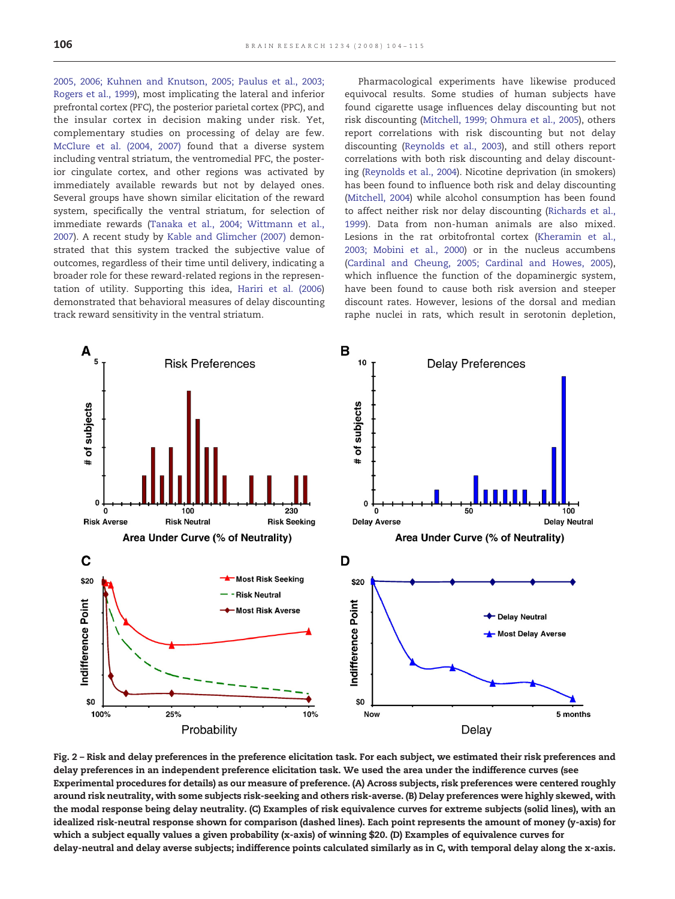2005, 2006; Kuhnen and Knutson, 2005; Paulus et al., 2003; Rogers et al., 1999), most implicating the lateral and inferior prefrontal cortex (PFC), the posterior parietal cortex (PPC), and the insular cortex in decision making under risk. Yet, complementary studies on processing of delay are few. McClure et al. (2004, 2007) found that a diverse system including ventral striatum, the ventromedial PFC, the posterior cingulate cortex, and other regions was activated by immediately available rewards but not by delayed ones. Several groups have shown similar elicitation of the reward system, specifically the ventral striatum, for selection of immediate rewards (Tanaka et al., 2004; Wittmann et al., 2007). A recent study by Kable and Glimcher (2007) demonstrated that this system tracked the subjective value of outcomes, regardless of their time until delivery, indicating a broader role for these reward-related regions in the representation of utility. Supporting this idea, Hariri et al. (2006) demonstrated that behavioral measures of delay discounting track reward sensitivity in the ventral striatum.

Pharmacological experiments have likewise produced equivocal results. Some studies of human subjects have found cigarette usage influences delay discounting but not risk discounting (Mitchell, 1999; Ohmura et al., 2005), others report correlations with risk discounting but not delay discounting (Reynolds et al., 2003), and still others report correlations with both risk discounting and delay discounting (Reynolds et al., 2004). Nicotine deprivation (in smokers) has been found to influence both risk and delay discounting (Mitchell, 2004) while alcohol consumption has been found to affect neither risk nor delay discounting (Richards et al., 1999). Data from non-human animals are also mixed. Lesions in the rat orbitofrontal cortex (Kheramin et al., 2003; Mobini et al., 2000) or in the nucleus accumbens (Cardinal and Cheung, 2005; Cardinal and Howes, 2005), which influence the function of the dopaminergic system, have been found to cause both risk aversion and steeper discount rates. However, lesions of the dorsal and median raphe nuclei in rats, which result in serotonin depletion,

**Fig. 2 – Risk and delay preferences in the preference elicitation task. For each subject, we estimated their risk preferences and delay preferences in an independent preference elicitation task. We used the area under the indifference curves (see Experimental procedures for details) as our measure of preference. (A) Across subjects, risk preferences were centered roughly around risk neutrality, with some subjects risk-seeking and others risk-averse. (B) Delay preferences were highly skewed, with the modal response being delay neutrality. (C) Examples of risk equivalence curves for extreme subjects (solid lines), with an idealized risk-neutral response shown for comparison (dashed lines). Each point represents the amount of money (y-axis) for which a subject equally values a given probability (x-axis) of winning $20. (D) Examples of equivalence curves for delay-neutral and delay averse subjects; indifference points calculated similarly as in C, with temporal delay along the x-axis.**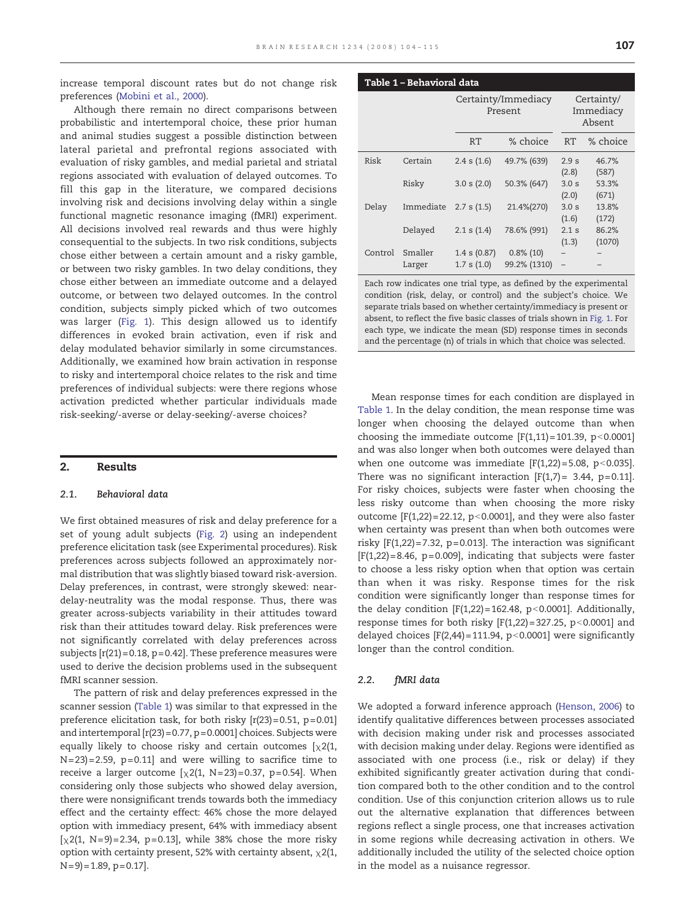increase temporal discount rates but do not change risk preferences (Mobini et al., 2000).

Although there remain no direct comparisons between probabilistic and intertemporal choice, these prior human and animal studies suggest a possible distinction between lateral parietal and prefrontal regions associated with evaluation of risky gambles, and medial parietal and striatal regions associated with evaluation of delayed outcomes. To fill this gap in the literature, we compared decisions involving risk and decisions involving delay within a single functional magnetic resonance imaging (fMRI) experiment. All decisions involved real rewards and thus were highly consequential to the subjects. In two risk conditions, subjects chose either between a certain amount and a risky gamble, or between two risky gambles. In two delay conditions, they chose either between an immediate outcome and a delayed outcome, or between two delayed outcomes. In the control condition, subjects simply picked which of two outcomes was larger (Fig. 1). This design allowed us to identify differences in evoked brain activation, even if risk and delay modulated behavior similarly in some circumstances. Additionally, we examined how brain activation in response to risky and intertemporal choice relates to the risk and time preferences of individual subjects: were there regions whose activation predicted whether particular individuals made risk-seeking/-averse or delay-seeking/-averse choices?

## 2. Results

### 2.1. Behavioral data

We first obtained measures of risk and delay preference for a set of young adult subjects (Fig. 2) using an independent preference elicitation task (see Experimental procedures). Risk preferences across subjects followed an approximately normal distribution that was slightly biased toward risk-aversion. Delay preferences, in contrast, were strongly skewed: near-delay-neutrality was the modal response. Thus, there was greater across-subjects variability in their attitudes toward risk than their attitudes toward delay. Risk preferences were not significantly correlated with delay preferences across subjects [$r(21)=0.18$, $p=0.42$]. These preference measures were used to derive the decision problems used in the subsequent fMRI scanner session.

The pattern of risk and delay preferences expressed in the scanner session (Table 1) was similar to that expressed in the preference elicitation task, for both risky [$r(23)=0.51$, $p=0.01$] and intertemporal [$r(23)=0.77$, $p=0.0001$] choices. Subjects were equally likely to choose risky and certain outcomes [$\chi^2(1, N=23)=2.59$, $p=0.11$] and were willing to sacrifice time to receive a larger outcome [$\chi^2(1, N=23)=0.37$, $p=0.54$]. When considering only those subjects who showed delay aversion, there were nonsignificant trends towards both the immediacy effect and the certainty effect: 46% chose the more delayed option with immediacy present, 64% with immediacy absent [$\chi^2(1, N=9)=2.34$, $p=0.13$], while 38% chose the more risky option with certainty present, 52% with certainty absent, $\chi^2(1, N=9)=1.89$, $p=0.17$].

**Table 1 – Behavioral data**

| | | Certainty/Immediacy Present | | Certainty/Immediacy Absent | |
|---|---|---|---|---|---|
| | | RT | % choice | RT | % choice |
| Risk | Certain | 2.4 s (1.6) | 49.7% (639) | 2.9 s (2.8) | 46.7% (587) |
| | Risky | 3.0 s (2.0) | 50.3% (647) | 3.0 s (2.0) | 53.3% (671) |
| Delay | Immediate | 2.7 s (1.5) | 21.4%(270) | 3.0 s (1.6) | 13.8% (172) |
| | Delayed | 2.1 s (1.4) | 78.6% (991) | 2.1 s (1.3) | 86.2% (1070) |
| Control | Smaller | 1.4 s (0.87) | 0.8% (10) | – | – |
| | Larger | 1.7 s (1.0) | 99.2% (1310) | – | – |

Each row indicates one trial type, as defined by the experimental condition (risk, delay, or control) and the subject's choice. We separate trials based on whether certainty/immediacy is present or absent, to reflect the five basic classes of trials shown in Fig. 1. For each type, we indicate the mean (SD) response times in seconds and the percentage (n) of trials in which that choice was selected.

Mean response times for each condition are displayed in Table 1. In the delay condition, the mean response time was longer when choosing the delayed outcome than when choosing the immediate outcome [$F(1,11)=101.39$, $p<0.0001$] and was also longer when both outcomes were delayed than when one outcome was immediate [$F(1,22)=5.08$, $p<0.035$]. There was no significant interaction [$F(1,7)=3.44$, $p=0.11$]. For risky choices, subjects were faster when choosing the less risky outcome than when choosing the more risky outcome [$F(1,22)=22.12$, $p<0.0001$], and they were also faster when certainty was present than when both outcomes were risky [$F(1,22)=7.32$, $p=0.013$]. The interaction was significant [$F(1,22)=8.46$, $p=0.009$], indicating that subjects were faster to choose a less risky option when that option was certain than when it was risky. Response times for the risk condition were significantly longer than response times for the delay condition [$F(1,22)=162.48$, $p<0.0001$]. Additionally, response times for both risky [$F(1,22)=327.25$, $p<0.0001$] and delayed choices [$F(2,44)=111.94$, $p<0.0001$] were significantly longer than the control condition.

### 2.2. fMRI data

We adopted a forward inference approach (Henson, 2006) to identify qualitative differences between processes associated with decision making under risk and processes associated with decision making under delay. Regions were identified as associated with one process (i.e., risk or delay) if they exhibited significantly greater activation during that condition compared both to the other condition and to the control condition. Use of this conjunction criterion allows us to rule out the alternative explanation that differences between regions reflect a single process, one that increases activation in some regions while decreasing activation in others. We additionally included the utility of the selected choice option in the model as a nuisance regressor.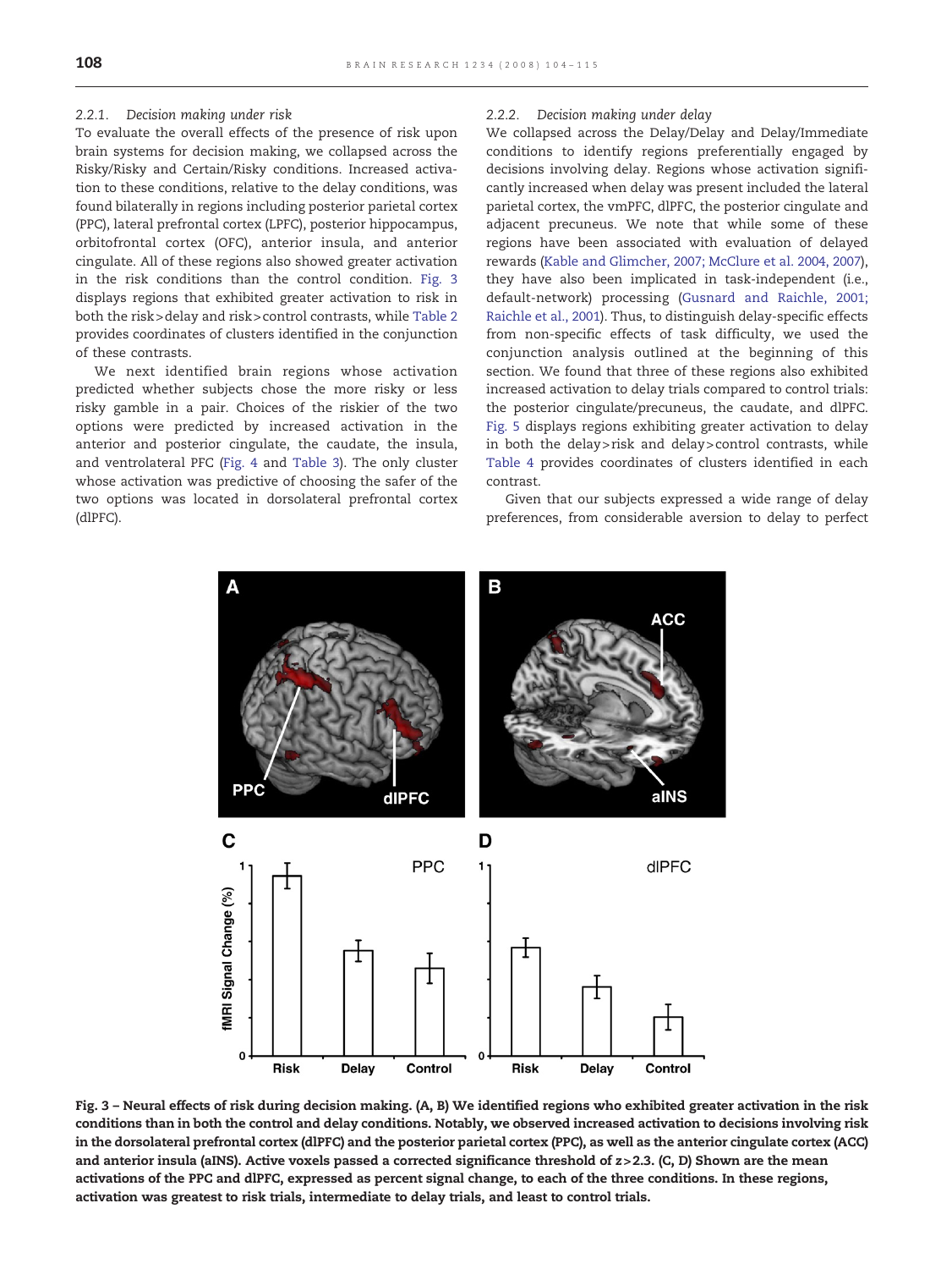### 2.2.1. Decision making under risk

To evaluate the overall effects of the presence of risk upon brain systems for decision making, we collapsed across the Risky/Risky and Certain/Risky conditions. Increased activation to these conditions, relative to the delay conditions, was found bilaterally in regions including posterior parietal cortex (PPC), lateral prefrontal cortex (LPFC), posterior hippocampus, orbitofrontal cortex (OFC), anterior insula, and anterior cingulate. All of these regions also showed greater activation in the risk conditions than the control condition. Fig. 3 displays regions that exhibited greater activation to risk in both the risk>delay and risk>control contrasts, while Table 2 provides coordinates of clusters identified in the conjunction of these contrasts.

We next identified brain regions whose activation predicted whether subjects chose the more risky or less risky gamble in a pair. Choices of the riskier of the two options were predicted by increased activation in the anterior and posterior cingulate, the caudate, the insula, and ventrolateral PFC (Fig. 4 and Table 3). The only cluster whose activation was predictive of choosing the safer of the two options was located in dorsolateral prefrontal cortex (dlPFC).

### 2.2.2. Decision making under delay

We collapsed across the Delay/Delay and Delay/Immediate conditions to identify regions preferentially engaged by decisions involving delay. Regions whose activation significantly increased when delay was present included the lateral parietal cortex, the vmPFC, dlPFC, the posterior cingulate and adjacent precuneus. We note that while some of these regions have been associated with evaluation of delayed rewards (Kable and Glimcher, 2007; McClure et al. 2004, 2007), they have also been implicated in task-independent (i.e., default-network) processing (Gusnard and Raichle, 2001; Raichle et al., 2001). Thus, to distinguish delay-specific effects from non-specific effects of task difficulty, we used the conjunction analysis outlined at the beginning of this section. We found that three of these regions also exhibited increased activation to delay trials compared to control trials: the posterior cingulate/precuneus, the caudate, and dlPFC. Fig. 5 displays regions exhibiting greater activation to delay in both the delay>risk and delay>control contrasts, while Table 4 provides coordinates of clusters identified in each contrast.

Given that our subjects expressed a wide range of delay preferences, from considerable aversion to delay to perfect

**Fig. 3 – Neural effects of risk during decision making. (A, B) We identified regions who exhibited greater activation in the risk conditions than in both the control and delay conditions. Notably, we observed increased activation to decisions involving risk in the dorsolateral prefrontal cortex (dlPFC) and the posterior parietal cortex (PPC), as well as the anterior cingulate cortex (ACC) and anterior insula (aINS). Active voxels passed a corrected significance threshold of z>2.3. (C, D) Shown are the mean activations of the PPC and dlPFC, expressed as percent signal change, to each of the three conditions. In these regions, activation was greatest to risk trials, intermediate to delay trials, and least to control trials.**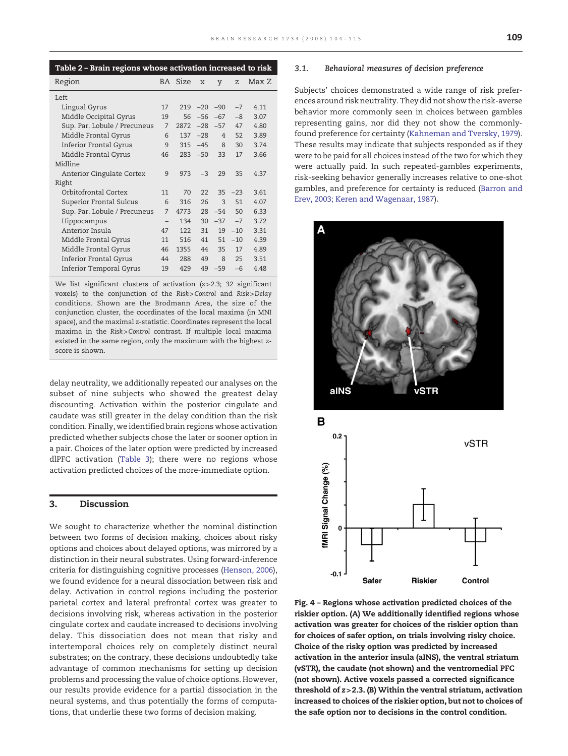**Table 2 – Brain regions whose activation increased to risk**

| Region | BA | Size | x | y | z | Max Z |
|---|---|---|---|---|---|---|
| Left | | | | | | |
| Lingual Gyrus | 17 | 219 | −20 | −90 | −7 | 4.11 |
| Middle Occipital Gyrus | 19 | 56 | −56 | −67 | −8 | 3.07 |
| Sup. Par. Lobule / Precuneus | 7 | 2872 | −28 | −57 | 47 | 4.80 |
| Middle Frontal Gyrus | 6 | 137 | −28 | 4 | 52 | 3.89 |
| Inferior Frontal Gyrus | 9 | 315 | −45 | 8 | 30 | 3.74 |
| Middle Frontal Gyrus | 46 | 283 | −50 | 33 | 17 | 3.66 |
| Midline | | | | | | |
| Anterior Cingulate Cortex | 9 | 973 | −3 | 29 | 35 | 4.37 |
| Right | | | | | | |
| Orbitofrontal Cortex | 11 | 70 | 22 | 35 | −23 | 3.61 |
| Superior Frontal Sulcus | 6 | 316 | 26 | 3 | 51 | 4.07 |
| Sup. Par. Lobule / Precuneus | 7 | 4773 | 28 | −54 | 50 | 6.33 |
| Hippocampus | – | 134 | 30 | −37 | −7 | 3.72 |
| Anterior Insula | 47 | 122 | 31 | 19 | −10 | 3.31 |
| Middle Frontal Gyrus | 11 | 516 | 41 | 51 | −10 | 4.39 |
| Middle Frontal Gyrus | 46 | 1355 | 44 | 35 | 17 | 4.89 |
| Inferior Frontal Gyrus | 44 | 288 | 49 | 8 | 25 | 3.51 |
| Inferior Temporal Gyrus | 19 | 429 | 49 | −59 | −6 | 4.48 |

We list significant clusters of activation ($z>2.3$; 32 significant voxels) to the conjunction of the *Risk>Control* and *Risk>Delay* conditions. Shown are the Brodmann Area, the size of the conjunction cluster, the coordinates of the local maxima (in MNI space), and the maximal z-statistic. Coordinates represent the local maxima in the *Risk>Control* contrast. If multiple local maxima existed in the same region, only the maximum with the highest z-score is shown.

delay neutrality, we additionally repeated our analyses on the subset of nine subjects who showed the greatest delay discounting. Activation within the posterior cingulate and caudate was still greater in the delay condition than the risk condition. Finally, we identified brain regions whose activation predicted whether subjects chose the later or sooner option in a pair. Choices of the later option were predicted by increased dlPFC activation (Table 3); there were no regions whose activation predicted choices of the more-immediate option.

## 3. Discussion

We sought to characterize whether the nominal distinction between two forms of decision making, choices about risky options and choices about delayed options, was mirrored by a distinction in their neural substrates. Using forward-inference criteria for distinguishing cognitive processes (Henson, 2006), we found evidence for a neural dissociation between risk and delay. Activation in control regions including the posterior parietal cortex and lateral prefrontal cortex was greater to decisions involving risk, whereas activation in the posterior cingulate cortex and caudate increased to decisions involving delay. This dissociation does not mean that risky and intertemporal choices rely on completely distinct neural substrates; on the contrary, these decisions undoubtedly take advantage of common mechanisms for setting up decision problems and processing the value of choice options. However, our results provide evidence for a partial dissociation in the neural systems, and thus potentially the forms of computations, that underlie these two forms of decision making.

### 3.1. *Behavioral measures of decision preference*

Subjects' choices demonstrated a wide range of risk preferences around risk neutrality. They did not show the risk-averse behavior more commonly seen in choices between gambles representing gains, nor did they not show the commonly-found preference for certainty (Kahneman and Tversky, 1979). These results may indicate that subjects responded as if they were to be paid for all choices instead of the two for which they were actually paid. In such repeated-gambles experiments, risk-seeking behavior generally increases relative to one-shot gambles, and preference for certainty is reduced (Barron and Erev, 2003; Keren and Wagenaar, 1987).

**Fig. 4 – Regions whose activation predicted choices of the riskier option. (A) We additionally identified regions whose activation was greater for choices of the riskier option than for choices of safer option, on trials involving risky choice. Choice of the risky option was predicted by increased activation in the anterior insula (aINS), the ventral striatum (vSTR), the caudate (not shown) and the ventromedial PFC (not shown). Active voxels passed a corrected significance threshold of $z>2.3$. (B) Within the ventral striatum, activation increased to choices of the riskier option, but not to choices of the safe option nor to decisions in the control condition.**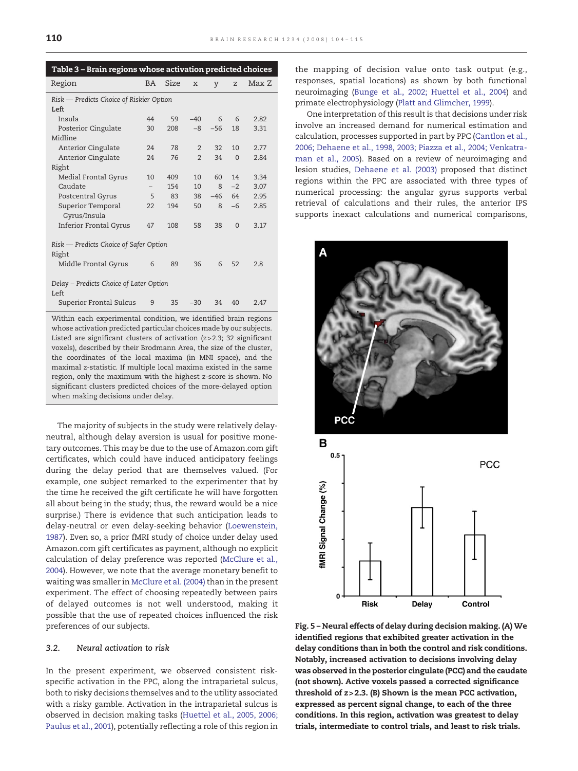**Table 3 – Brain regions whose activation predicted choices**

| Region | BA | Size | x | y | z | Max Z |
|---|---|---|---|---|---|---|
| *Risk — Predicts Choice of Riskier Option* | | | | | | |
| Left | | | | | | |
| Insula | 44 | 59 | −40 | 6 | 6 | 2.82 |
| Posterior Cingulate | 30 | 208 | −8 | −56 | 18 | 3.31 |
| Midline | | | | | | |
| Anterior Cingulate | 24 | 78 | 2 | 32 | 10 | 2.77 |
| Anterior Cingulate | 24 | 76 | 2 | 34 | 0 | 2.84 |
| Right | | | | | | |
| Medial Frontal Gyrus | 10 | 409 | 10 | 60 | 14 | 3.34 |
| Caudate | – | 154 | 10 | 8 | −2 | 3.07 |
| Postcentral Gyrus | 5 | 83 | 38 | −46 | 64 | 2.95 |
| Superior Temporal Gyrus/Insula | 22 | 194 | 50 | 8 | −6 | 2.85 |
| Inferior Frontal Gyrus | 47 | 108 | 58 | 38 | 0 | 3.17 |
| *Risk — Predicts Choice of Safer Option* | | | | | | |
| Right | | | | | | |
| Middle Frontal Gyrus | 6 | 89 | 36 | 6 | 52 | 2.8 |
| *Delay – Predicts Choice of Later Option* | | | | | | |
| Left | | | | | | |
| Superior Frontal Sulcus | 9 | 35 | −30 | 34 | 40 | 2.47 |

Within each experimental condition, we identified brain regions whose activation predicted particular choices made by our subjects. Listed are significant clusters of activation ($z>2.3$; 32 significant voxels), described by their Brodmann Area, the size of the cluster, the coordinates of the local maxima (in MNI space), and the maximal z-statistic. If multiple local maxima existed in the same region, only the maximum with the highest z-score is shown. No significant clusters predicted choices of the more-delayed option when making decisions under delay.

The majority of subjects in the study were relatively delay-neutral, although delay aversion is usual for positive monetary outcomes. This may be due to the use of Amazon.com gift certificates, which could have induced anticipatory feelings during the delay period that are themselves valued. (For example, one subject remarked to the experimenter that by the time he received the gift certificate he will have forgotten all about being in the study; thus, the reward would be a nice surprise.) There is evidence that such anticipation leads to delay-neutral or even delay-seeking behavior (Loewenstein, 1987). Even so, a prior fMRI study of choice under delay used Amazon.com gift certificates as payment, although no explicit calculation of delay preference was reported (McClure et al., 2004). However, we note that the average monetary benefit to waiting was smaller in McClure et al. (2004) than in the present experiment. The effect of choosing repeatedly between pairs of delayed outcomes is not well understood, making it possible that the use of repeated choices influenced the risk preferences of our subjects.

### 3.2. *Neural activation to risk*

In the present experiment, we observed consistent risk-specific activation in the PPC, along the intraparietal sulcus, both to risky decisions themselves and to the utility associated with a risky gamble. Activation in the intraparietal sulcus is observed in decision making tasks (Huettel et al., 2005, 2006; Paulus et al., 2001), potentially reflecting a role of this region in the mapping of decision value onto task output (e.g., responses, spatial locations) as shown by both functional neuroimaging (Bunge et al., 2002; Huettel et al., 2004) and primate electrophysiology (Platt and Glimcher, 1999).

One interpretation of this result is that decisions under risk involve an increased demand for numerical estimation and calculation, processes supported in part by PPC (Cantlon et al., 2006; Dehaene et al., 1998, 2003; Piazza et al., 2004; Venkatraman et al., 2005). Based on a review of neuroimaging and lesion studies, Dehaene et al. (2003) proposed that distinct regions within the PPC are associated with three types of numerical processing: the angular gyrus supports verbal retrieval of calculations and their rules, the anterior IPS supports inexact calculations and numerical comparisons,

**Fig. 5 – Neural effects of delay during decision making. (A) We identified regions that exhibited greater activation in the delay conditions than in both the control and risk conditions. Notably, increased activation to decisions involving delay was observed in the posterior cingulate (PCC) and the caudate (not shown). Active voxels passed a corrected significance threshold of $z>2.3$. (B) Shown is the mean PCC activation, expressed as percent signal change, to each of the three conditions. In this region, activation was greatest to delay trials, intermediate to control trials, and least to risk trials.**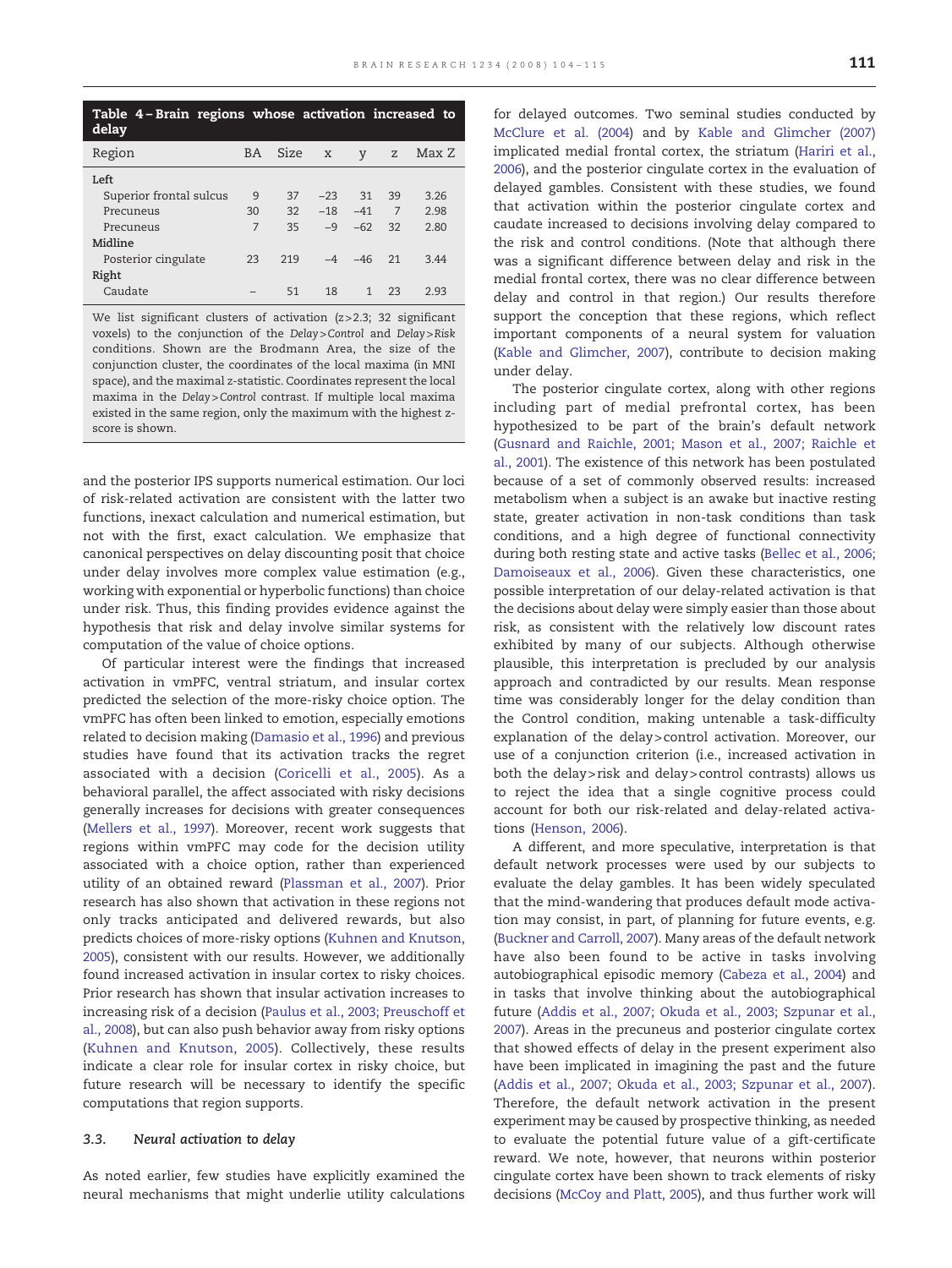**Table 4 – Brain regions whose activation increased to delay**

| Region | BA | Size | x | y | z | Max Z |
|---|---|---|---|---|---|---|
| **Left** | | | | | | |
| Superior frontal sulcus | 9 | 37 | −23 | 31 | 39 | 3.26 |
| Precuneus | 30 | 32 | −18 | −41 | 7 | 2.98 |
| Precuneus | 7 | 35 | −9 | −62 | 32 | 2.80 |
| **Midline** | | | | | | |
| Posterior cingulate | 23 | 219 | −4 | −46 | 21 | 3.44 |
| **Right** | | | | | | |
| Caudate | – | 51 | 18 | 1 | 23 | 2.93 |

We list significant clusters of activation ($z>2.3$; 32 significant voxels) to the conjunction of the *Delay>Control* and *Delay>Risk* conditions. Shown are the Brodmann Area, the size of the conjunction cluster, the coordinates of the local maxima (in MNI space), and the maximal z-statistic. Coordinates represent the local maxima in the *Delay>Control* contrast. If multiple local maxima existed in the same region, only the maximum with the highest z-score is shown.

and the posterior IPS supports numerical estimation. Our loci of risk-related activation are consistent with the latter two functions, inexact calculation and numerical estimation, but not with the first, exact calculation. We emphasize that canonical perspectives on delay discounting posit that choice under delay involves more complex value estimation (e.g., working with exponential or hyperbolic functions) than choice under risk. Thus, this finding provides evidence against the hypothesis that risk and delay involve similar systems for computation of the value of choice options.

Of particular interest were the findings that increased activation in vmPFC, ventral striatum, and insular cortex predicted the selection of the more-risky choice option. The vmPFC has often been linked to emotion, especially emotions related to decision making (Damasio et al., 1996) and previous studies have found that its activation tracks the regret associated with a decision (Coricelli et al., 2005). As a behavioral parallel, the affect associated with risky decisions generally increases for decisions with greater consequences (Mellers et al., 1997). Moreover, recent work suggests that regions within vmPFC may code for the decision utility associated with a choice option, rather than experienced utility of an obtained reward (Plassman et al., 2007). Prior research has also shown that activation in these regions not only tracks anticipated and delivered rewards, but also predicts choices of more-risky options (Kuhnen and Knutson, 2005), consistent with our results. However, we additionally found increased activation in insular cortex to risky choices. Prior research has shown that insular activation increases to increasing risk of a decision (Paulus et al., 2003; Preuschoff et al., 2008), but can also push behavior away from risky options (Kuhnen and Knutson, 2005). Collectively, these results indicate a clear role for insular cortex in risky choice, but future research will be necessary to identify the specific computations that region supports.

### 3.3. Neural activation to delay

As noted earlier, few studies have explicitly examined the neural mechanisms that might underlie utility calculations for delayed outcomes. Two seminal studies conducted by McClure et al. (2004) and by Kable and Glimcher (2007) implicated medial frontal cortex, the striatum (Hariri et al., 2006), and the posterior cingulate cortex in the evaluation of delayed gambles. Consistent with these studies, we found that activation within the posterior cingulate cortex and caudate increased to decisions involving delay compared to the risk and control conditions. (Note that although there was a significant difference between delay and risk in the medial frontal cortex, there was no clear difference between delay and control in that region.) Our results therefore support the conception that these regions, which reflect important components of a neural system for valuation (Kable and Glimcher, 2007), contribute to decision making under delay.

The posterior cingulate cortex, along with other regions including part of medial prefrontal cortex, has been hypothesized to be part of the brain's default network (Gusnard and Raichle, 2001; Mason et al., 2007; Raichle et al., 2001). The existence of this network has been postulated because of a set of commonly observed results: increased metabolism when a subject is an awake but inactive resting state, greater activation in non-task conditions than task conditions, and a high degree of functional connectivity during both resting state and active tasks (Bellec et al., 2006; Damoiseaux et al., 2006). Given these characteristics, one possible interpretation of our delay-related activation is that the decisions about delay were simply easier than those about risk, as consistent with the relatively low discount rates exhibited by many of our subjects. Although otherwise plausible, this interpretation is precluded by our analysis approach and contradicted by our results. Mean response time was considerably longer for the delay condition than the Control condition, making untenable a task-difficulty explanation of the delay>control activation. Moreover, our use of a conjunction criterion (i.e., increased activation in both the delay>risk and delay>control contrasts) allows us to reject the idea that a single cognitive process could account for both our risk-related and delay-related activations (Henson, 2006).

A different, and more speculative, interpretation is that default network processes were used by our subjects to evaluate the delay gambles. It has been widely speculated that the mind-wandering that produces default mode activation may consist, in part, of planning for future events, e.g. (Buckner and Carroll, 2007). Many areas of the default network have also been found to be active in tasks involving autobiographical episodic memory (Cabeza et al., 2004) and in tasks that involve thinking about the autobiographical future (Addis et al., 2007; Okuda et al., 2003; Szpunar et al., 2007). Areas in the precuneus and posterior cingulate cortex that showed effects of delay in the present experiment also have been implicated in imagining the past and the future (Addis et al., 2007; Okuda et al., 2003; Szpunar et al., 2007). Therefore, the default network activation in the present experiment may be caused by prospective thinking, as needed to evaluate the potential future value of a gift-certificate reward. We note, however, that neurons within posterior cingulate cortex have been shown to track elements of risky decisions (McCoy and Platt, 2005), and thus further work will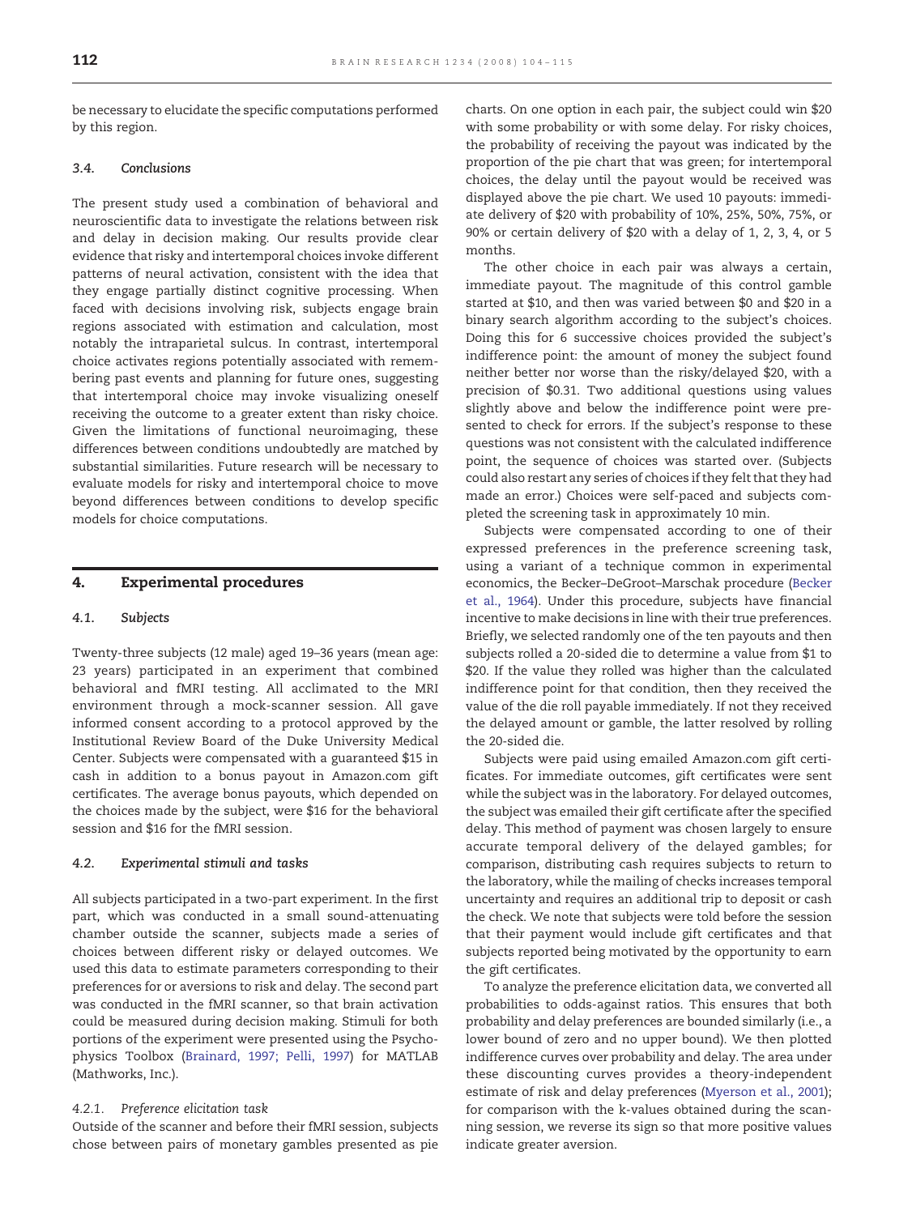be necessary to elucidate the specific computations performed by this region.

### 3.4. Conclusions

The present study used a combination of behavioral and neuroscientific data to investigate the relations between risk and delay in decision making. Our results provide clear evidence that risky and intertemporal choices invoke different patterns of neural activation, consistent with the idea that they engage partially distinct cognitive processing. When faced with decisions involving risk, subjects engage brain regions associated with estimation and calculation, most notably the intraparietal sulcus. In contrast, intertemporal choice activates regions potentially associated with remembering past events and planning for future ones, suggesting that intertemporal choice may invoke visualizing oneself receiving the outcome to a greater extent than risky choice. Given the limitations of functional neuroimaging, these differences between conditions undoubtedly are matched by substantial similarities. Future research will be necessary to evaluate models for risky and intertemporal choice to move beyond differences between conditions to develop specific models for choice computations.

## 4. Experimental procedures

### 4.1. Subjects

Twenty-three subjects (12 male) aged 19–36 years (mean age: 23 years) participated in an experiment that combined behavioral and fMRI testing. All acclimated to the MRI environment through a mock-scanner session. All gave informed consent according to a protocol approved by the Institutional Review Board of the Duke University Medical Center. Subjects were compensated with a guaranteed $15 in cash in addition to a bonus payout in Amazon.com gift certificates. The average bonus payouts, which depended on the choices made by the subject, were $16 for the behavioral session and $16 for the fMRI session.

### 4.2. Experimental stimuli and tasks

All subjects participated in a two-part experiment. In the first part, which was conducted in a small sound-attenuating chamber outside the scanner, subjects made a series of choices between different risky or delayed outcomes. We used this data to estimate parameters corresponding to their preferences for or aversions to risk and delay. The second part was conducted in the fMRI scanner, so that brain activation could be measured during decision making. Stimuli for both portions of the experiment were presented using the Psychophysics Toolbox (Brainard, 1997; Pelli, 1997) for MATLAB (Mathworks, Inc.).

#### 4.2.1. Preference elicitation task

Outside of the scanner and before their fMRI session, subjects chose between pairs of monetary gambles presented as pie charts. On one option in each pair, the subject could win $20 with some probability or with some delay. For risky choices, the probability of receiving the payout was indicated by the proportion of the pie chart that was green; for intertemporal choices, the delay until the payout would be received was displayed above the pie chart. We used 10 payouts: immediate delivery of $20 with probability of 10%, 25%, 50%, 75%, or 90% or certain delivery of $20 with a delay of 1, 2, 3, 4, or 5 months.

The other choice in each pair was always a certain, immediate payout. The magnitude of this control gamble started at $10, and then was varied between $0 and $20 in a binary search algorithm according to the subject's choices. Doing this for 6 successive choices provided the subject's indifference point: the amount of money the subject found neither better nor worse than the risky/delayed $20, with a precision of $0.31. Two additional questions using values slightly above and below the indifference point were presented to check for errors. If the subject's response to these questions was not consistent with the calculated indifference point, the sequence of choices was started over. (Subjects could also restart any series of choices if they felt that they had made an error.) Choices were self-paced and subjects completed the screening task in approximately 10 min.

Subjects were compensated according to one of their expressed preferences in the preference screening task, using a variant of a technique common in experimental economics, the Becker–DeGroot–Marschak procedure (Becker et al., 1964). Under this procedure, subjects have financial incentive to make decisions in line with their true preferences. Briefly, we selected randomly one of the ten payouts and then subjects rolled a 20-sided die to determine a value from $1 to $20. If the value they rolled was higher than the calculated indifference point for that condition, then they received the value of the die roll payable immediately. If not they received the delayed amount or gamble, the latter resolved by rolling the 20-sided die.

Subjects were paid using emailed Amazon.com gift certificates. For immediate outcomes, gift certificates were sent while the subject was in the laboratory. For delayed outcomes, the subject was emailed their gift certificate after the specified delay. This method of payment was chosen largely to ensure accurate temporal delivery of the delayed gambles; for comparison, distributing cash requires subjects to return to the laboratory, while the mailing of checks increases temporal uncertainty and requires an additional trip to deposit or cash the check. We note that subjects were told before the session that their payment would include gift certificates and that subjects reported being motivated by the opportunity to earn the gift certificates.

To analyze the preference elicitation data, we converted all probabilities to odds-against ratios. This ensures that both probability and delay preferences are bounded similarly (i.e., a lower bound of zero and no upper bound). We then plotted indifference curves over probability and delay. The area under these discounting curves provides a theory-independent estimate of risk and delay preferences (Myerson et al., 2001); for comparison with the k-values obtained during the scanning session, we reverse its sign so that more positive values indicate greater aversion.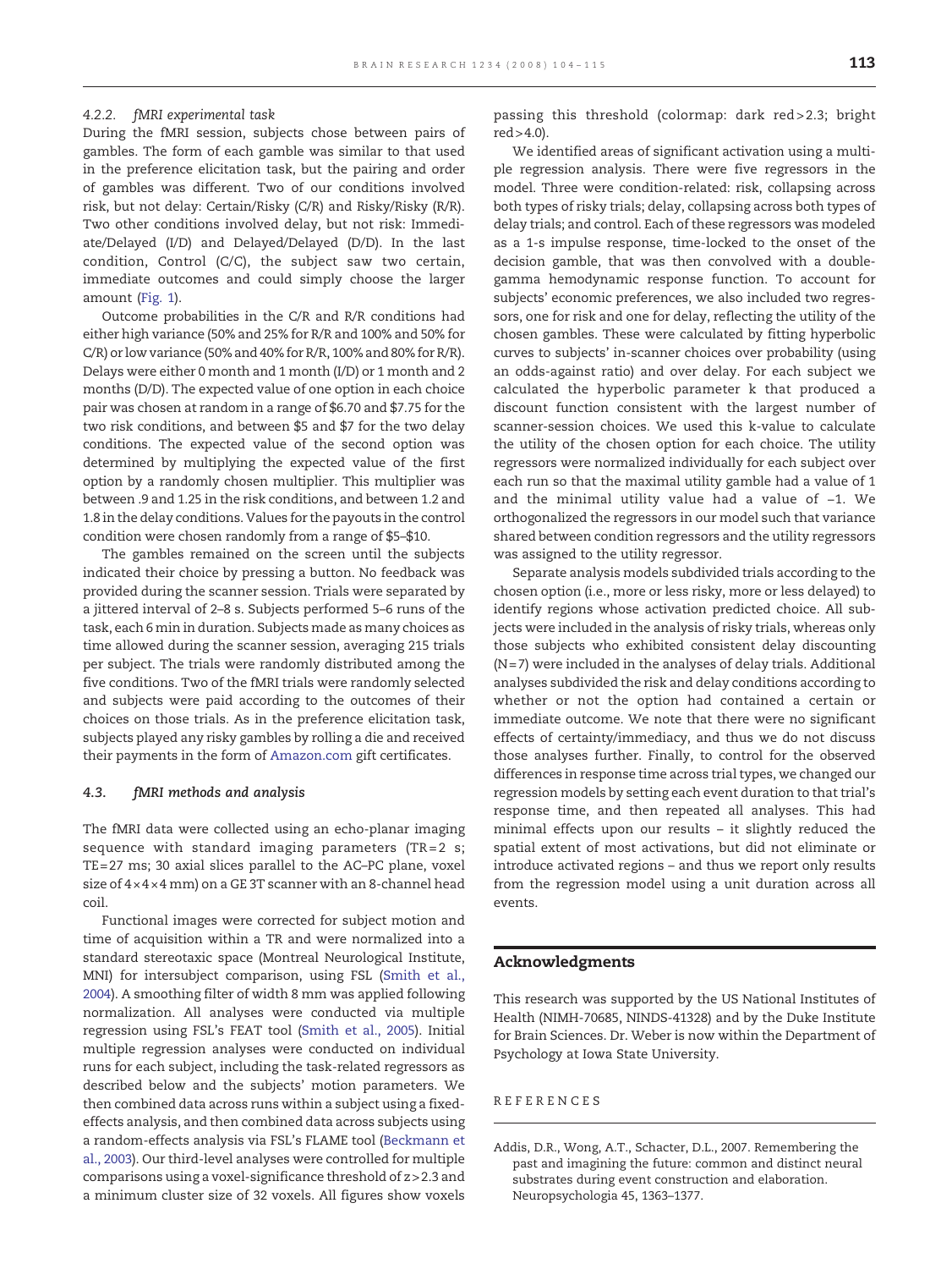#### 4.2.2. fMRI experimental task

During the fMRI session, subjects chose between pairs of gambles. The form of each gamble was similar to that used in the preference elicitation task, but the pairing and order of gambles was different. Two of our conditions involved risk, but not delay: Certain/Risky (C/R) and Risky/Risky (R/R). Two other conditions involved delay, but not risk: Immediate/Delayed (I/D) and Delayed/Delayed (D/D). In the last condition, Control (C/C), the subject saw two certain, immediate outcomes and could simply choose the larger amount (Fig. 1).

Outcome probabilities in the C/R and R/R conditions had either high variance (50% and 25% for R/R and 100% and 50% for C/R) or low variance (50% and 40% for R/R, 100% and 80% for R/R). Delays were either 0 month and 1 month (I/D) or 1 month and 2 months (D/D). The expected value of one option in each choice pair was chosen at random in a range of \$6.70 and \$7.75 for the two risk conditions, and between \$5 and \$7 for the two delay conditions. The expected value of the second option was determined by multiplying the expected value of the first option by a randomly chosen multiplier. This multiplier was between .9 and 1.25 in the risk conditions, and between 1.2 and 1.8 in the delay conditions. Values for the payouts in the control condition were chosen randomly from a range of \$5–\$10.

The gambles remained on the screen until the subjects indicated their choice by pressing a button. No feedback was provided during the scanner session. Trials were separated by a jittered interval of 2–8 s. Subjects performed 5–6 runs of the task, each 6 min in duration. Subjects made as many choices as time allowed during the scanner session, averaging 215 trials per subject. The trials were randomly distributed among the five conditions. Two of the fMRI trials were randomly selected and subjects were paid according to the outcomes of their choices on those trials. As in the preference elicitation task, subjects played any risky gambles by rolling a die and received their payments in the form of Amazon.com gift certificates.

### 4.3. fMRI methods and analysis

The fMRI data were collected using an echo-planar imaging sequence with standard imaging parameters (TR = 2 s; TE = 27 ms; 30 axial slices parallel to the AC–PC plane, voxel size of $4 \times 4 \times 4$ mm) on a GE 3T scanner with an 8-channel head coil.

Functional images were corrected for subject motion and time of acquisition within a TR and were normalized into a standard stereotaxic space (Montreal Neurological Institute, MNI) for intersubject comparison, using FSL (Smith et al., 2004). A smoothing filter of width 8 mm was applied following normalization. All analyses were conducted via multiple regression using FSL's FEAT tool (Smith et al., 2005). Initial multiple regression analyses were conducted on individual runs for each subject, including the task-related regressors as described below and the subjects' motion parameters. We then combined data across runs within a subject using a fixed-effects analysis, and then combined data across subjects using a random-effects analysis via FSL's FLAME tool (Beckmann et al., 2003). Our third-level analyses were controlled for multiple comparisons using a voxel-significance threshold of $z > 2.3$ and a minimum cluster size of 32 voxels. All figures show voxels passing this threshold (colormap: dark red > 2.3; bright red > 4.0).

We identified areas of significant activation using a multiple regression analysis. There were five regressors in the model. Three were condition-related: risk, collapsing across both types of risky trials; delay, collapsing across both types of delay trials; and control. Each of these regressors was modeled as a 1-s impulse response, time-locked to the onset of the decision gamble, that was then convolved with a double-gamma hemodynamic response function. To account for subjects' economic preferences, we also included two regressors, one for risk and one for delay, reflecting the utility of the chosen gambles. These were calculated by fitting hyperbolic curves to subjects' in-scanner choices over probability (using an odds-against ratio) and over delay. For each subject we calculated the hyperbolic parameter k that produced a discount function consistent with the largest number of scanner-session choices. We used this k-value to calculate the utility of the chosen option for each choice. The utility regressors were normalized individually for each subject over each run so that the maximal utility gamble had a value of 1 and the minimal utility value had a value of −1. We orthogonalized the regressors in our model such that variance shared between condition regressors and the utility regressors was assigned to the utility regressor.

Separate analysis models subdivided trials according to the chosen option (i.e., more or less risky, more or less delayed) to identify regions whose activation predicted choice. All subjects were included in the analysis of risky trials, whereas only those subjects who exhibited consistent delay discounting ($N = 7$) were included in the analyses of delay trials. Additional analyses subdivided the risk and delay conditions according to whether or not the option had contained a certain or immediate outcome. We note that there were no significant effects of certainty/immediacy, and thus we do not discuss those analyses further. Finally, to control for the observed differences in response time across trial types, we changed our regression models by setting each event duration to that trial's response time, and then repeated all analyses. This had minimal effects upon our results – it slightly reduced the spatial extent of most activations, but did not eliminate or introduce activated regions – and thus we report only results from the regression model using a unit duration across all events.

## Acknowledgments

This research was supported by the US National Institutes of Health (NIMH-70685, NINDS-41328) and by the Duke Institute for Brain Sciences. Dr. Weber is now within the Department of Psychology at Iowa State University.

## REFERENCES

Addis, D.R., Wong, A.T., Schacter, D.L., 2007. Remembering the past and imagining the future: common and distinct neural substrates during event construction and elaboration. Neuropsychologia 45, 1363–1377.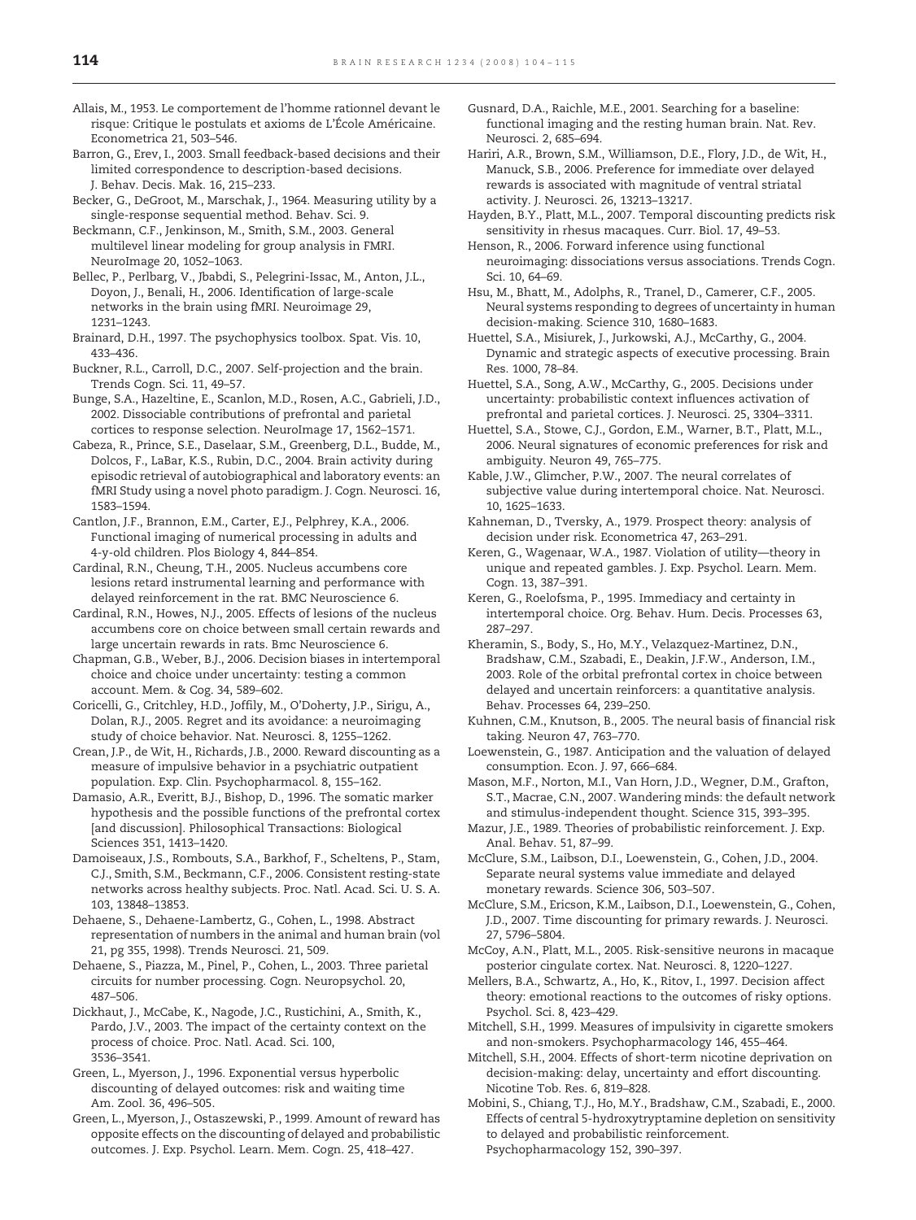Allais, M., 1953. Le comportement de l'homme rationnel devant le risque: Critique le postulats et axioms de L'École Américaine. Econometrica 21, 503–546.

Barron, G., Erev, I., 2003. Small feedback-based decisions and their limited correspondence to description-based decisions. J. Behav. Decis. Mak. 16, 215–233.

Becker, G., DeGroot, M., Marschak, J., 1964. Measuring utility by a single-response sequential method. Behav. Sci. 9.

Beckmann, C.F., Jenkinson, M., Smith, S.M., 2003. General multilevel linear modeling for group analysis in FMRI. NeuroImage 20, 1052–1063.

Bellec, P., Perlbarg, V., Jbabdi, S., Pelegrini-Issac, M., Anton, J.L., Doyon, J., Benali, H., 2006. Identification of large-scale networks in the brain using fMRI. Neuroimage 29, 1231–1243.

Brainard, D.H., 1997. The psychophysics toolbox. Spat. Vis. 10, 433–436.

Buckner, R.L., Carroll, D.C., 2007. Self-projection and the brain. Trends Cogn. Sci. 11, 49–57.

Bunge, S.A., Hazeltine, E., Scanlon, M.D., Rosen, A.C., Gabrieli, J.D., 2002. Dissociable contributions of prefrontal and parietal cortices to response selection. NeuroImage 17, 1562–1571.

Cabeza, R., Prince, S.E., Daselaar, S.M., Greenberg, D.L., Budde, M., Dolcos, F., LaBar, K.S., Rubin, D.C., 2004. Brain activity during episodic retrieval of autobiographical and laboratory events: an fMRI Study using a novel photo paradigm. J. Cogn. Neurosci. 16, 1583–1594.

Cantlon, J.F., Brannon, E.M., Carter, E.J., Pelphrey, K.A., 2006. Functional imaging of numerical processing in adults and 4-y-old children. Plos Biology 4, 844–854.

Cardinal, R.N., Cheung, T.H., 2005. Nucleus accumbens core lesions retard instrumental learning and performance with delayed reinforcement in the rat. BMC Neuroscience 6.

Cardinal, R.N., Howes, N.J., 2005. Effects of lesions of the nucleus accumbens core on choice between small certain rewards and large uncertain rewards in rats. Bmc Neuroscience 6.

Chapman, G.B., Weber, B.J., 2006. Decision biases in intertemporal choice and choice under uncertainty: testing a common account. Mem. & Cog. 34, 589–602.

Coricelli, G., Critchley, H.D., Joffily, M., O'Doherty, J.P., Sirigu, A., Dolan, R.J., 2005. Regret and its avoidance: a neuroimaging study of choice behavior. Nat. Neurosci. 8, 1255–1262.

Crean, J.P., de Wit, H., Richards, J.B., 2000. Reward discounting as a measure of impulsive behavior in a psychiatric outpatient population. Exp. Clin. Psychopharmacol. 8, 155–162.

Damasio, A.R., Everitt, B.J., Bishop, D., 1996. The somatic marker hypothesis and the possible functions of the prefrontal cortex [and discussion]. Philosophical Transactions: Biological Sciences 351, 1413–1420.

Damoiseaux, J.S., Rombouts, S.A., Barkhof, F., Scheltens, P., Stam, C.J., Smith, S.M., Beckmann, C.F., 2006. Consistent resting-state networks across healthy subjects. Proc. Natl. Acad. Sci. U. S. A. 103, 13848–13853.

Dehaene, S., Dehaene-Lambertz, G., Cohen, L., 1998. Abstract representation of numbers in the animal and human brain (vol 21, pg 355, 1998). Trends Neurosci. 21, 509.

Dehaene, S., Piazza, M., Pinel, P., Cohen, L., 2003. Three parietal circuits for number processing. Cogn. Neuropsychol. 20, 487–506.

Dickhaut, J., McCabe, K., Nagode, J.C., Rustichini, A., Smith, K., Pardo, J.V., 2003. The impact of the certainty context on the process of choice. Proc. Natl. Acad. Sci. 100, 3536–3541.

Green, L., Myerson, J., 1996. Exponential versus hyperbolic discounting of delayed outcomes: risk and waiting time Am. Zool. 36, 496–505.

Green, L., Myerson, J., Ostaszewski, P., 1999. Amount of reward has opposite effects on the discounting of delayed and probabilistic outcomes. J. Exp. Psychol. Learn. Mem. Cogn. 25, 418–427.

Gusnard, D.A., Raichle, M.E., 2001. Searching for a baseline: functional imaging and the resting human brain. Nat. Rev. Neurosci. 2, 685–694.

Hariri, A.R., Brown, S.M., Williamson, D.E., Flory, J.D., de Wit, H., Manuck, S.B., 2006. Preference for immediate over delayed rewards is associated with magnitude of ventral striatal activity. J. Neurosci. 26, 13213–13217.

Hayden, B.Y., Platt, M.L., 2007. Temporal discounting predicts risk sensitivity in rhesus macaques. Curr. Biol. 17, 49–53.

Henson, R., 2006. Forward inference using functional neuroimaging: dissociations versus associations. Trends Cogn. Sci. 10, 64–69.

Hsu, M., Bhatt, M., Adolphs, R., Tranel, D., Camerer, C.F., 2005. Neural systems responding to degrees of uncertainty in human decision-making. Science 310, 1680–1683.

Huettel, S.A., Misiurek, J., Jurkowski, A.J., McCarthy, G., 2004. Dynamic and strategic aspects of executive processing. Brain Res. 1000, 78–84.

Huettel, S.A., Song, A.W., McCarthy, G., 2005. Decisions under uncertainty: probabilistic context influences activation of prefrontal and parietal cortices. J. Neurosci. 25, 3304–3311.

Huettel, S.A., Stowe, C.J., Gordon, E.M., Warner, B.T., Platt, M.L., 2006. Neural signatures of economic preferences for risk and ambiguity. Neuron 49, 765–775.

Kable, J.W., Glimcher, P.W., 2007. The neural correlates of subjective value during intertemporal choice. Nat. Neurosci. 10, 1625–1633.

Kahneman, D., Tversky, A., 1979. Prospect theory: analysis of decision under risk. Econometrica 47, 263–291.

Keren, G., Wagenaar, W.A., 1987. Violation of utility—theory in unique and repeated gambles. J. Exp. Psychol. Learn. Mem. Cogn. 13, 387–391.

Keren, G., Roelofsma, P., 1995. Immediacy and certainty in intertemporal choice. Org. Behav. Hum. Decis. Processes 63, 287–297.

Kheramin, S., Body, S., Ho, M.Y., Velazquez-Martinez, D.N., Bradshaw, C.M., Szabadi, E., Deakin, J.F.W., Anderson, I.M., 2003. Role of the orbital prefrontal cortex in choice between delayed and uncertain reinforcers: a quantitative analysis. Behav. Processes 64, 239–250.

Kuhnen, C.M., Knutson, B., 2005. The neural basis of financial risk taking. Neuron 47, 763–770.

Loewenstein, G., 1987. Anticipation and the valuation of delayed consumption. Econ. J. 97, 666–684.

Mason, M.F., Norton, M.I., Van Horn, J.D., Wegner, D.M., Grafton, S.T., Macrae, C.N., 2007. Wandering minds: the default network and stimulus-independent thought. Science 315, 393–395.

Mazur, J.E., 1989. Theories of probabilistic reinforcement. J. Exp. Anal. Behav. 51, 87–99.

McClure, S.M., Laibson, D.I., Loewenstein, G., Cohen, J.D., 2004. Separate neural systems value immediate and delayed monetary rewards. Science 306, 503–507.

McClure, S.M., Ericson, K.M., Laibson, D.I., Loewenstein, G., Cohen, J.D., 2007. Time discounting for primary rewards. J. Neurosci. 27, 5796–5804.

McCoy, A.N., Platt, M.L., 2005. Risk-sensitive neurons in macaque posterior cingulate cortex. Nat. Neurosci. 8, 1220–1227.

Mellers, B.A., Schwartz, A., Ho, K., Ritov, I., 1997. Decision affect theory: emotional reactions to the outcomes of risky options. Psychol. Sci. 8, 423–429.

Mitchell, S.H., 1999. Measures of impulsivity in cigarette smokers and non-smokers. Psychopharmacology 146, 455–464.

Mitchell, S.H., 2004. Effects of short-term nicotine deprivation on decision-making: delay, uncertainty and effort discounting. Nicotine Tob. Res. 6, 819–828.

Mobini, S., Chiang, T.J., Ho, M.Y., Bradshaw, C.M., Szabadi, E., 2000. Effects of central 5-hydroxytryptamine depletion on sensitivity to delayed and probabilistic reinforcement. Psychopharmacology 152, 390–397.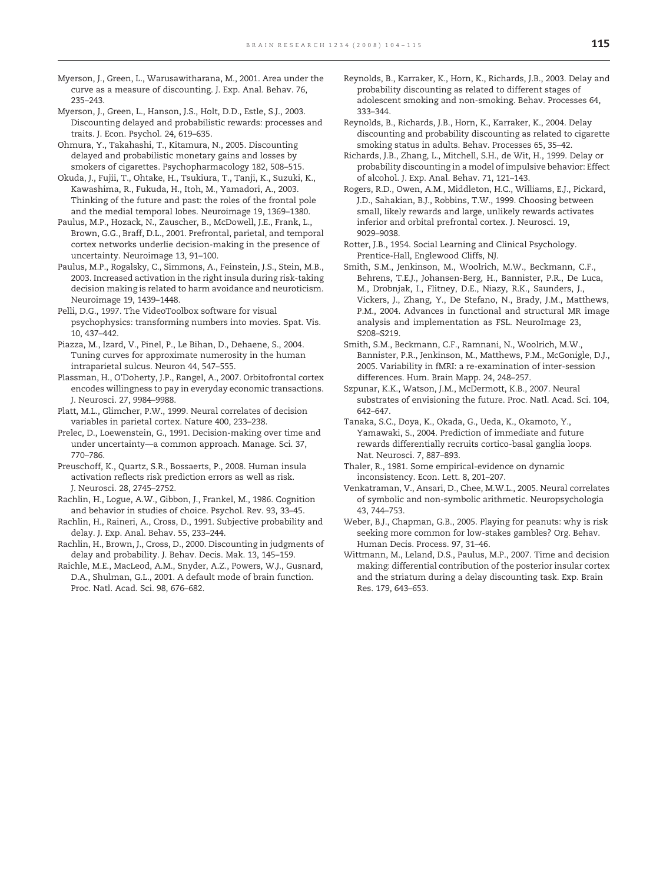Myerson, J., Green, L., Warusawitharana, M., 2001. Area under the curve as a measure of discounting. J. Exp. Anal. Behav. 76, 235–243.

Myerson, J., Green, L., Hanson, J.S., Holt, D.D., Estle, S.J., 2003. Discounting delayed and probabilistic rewards: processes and traits. J. Econ. Psychol. 24, 619–635.

Ohmura, Y., Takahashi, T., Kitamura, N., 2005. Discounting delayed and probabilistic monetary gains and losses by smokers of cigarettes. Psychopharmacology 182, 508–515.

Okuda, J., Fujii, T., Ohtake, H., Tsukiura, T., Tanji, K., Suzuki, K., Kawashima, R., Fukuda, H., Itoh, M., Yamadori, A., 2003. Thinking of the future and past: the roles of the frontal pole and the medial temporal lobes. Neuroimage 19, 1369–1380.

Paulus, M.P., Hozack, N., Zauscher, B., McDowell, J.E., Frank, L., Brown, G.G., Braff, D.L., 2001. Prefrontal, parietal, and temporal cortex networks underlie decision-making in the presence of uncertainty. Neuroimage 13, 91–100.

Paulus, M.P., Rogalsky, C., Simmons, A., Feinstein, J.S., Stein, M.B., 2003. Increased activation in the right insula during risk-taking decision making is related to harm avoidance and neuroticism. Neuroimage 19, 1439–1448.

Pelli, D.G., 1997. The VideoToolbox software for visual psychophysics: transforming numbers into movies. Spat. Vis. 10, 437–442.

Piazza, M., Izard, V., Pinel, P., Le Bihan, D., Dehaene, S., 2004. Tuning curves for approximate numerosity in the human intraparietal sulcus. Neuron 44, 547–555.

Plassman, H., O'Doherty, J.P., Rangel, A., 2007. Orbitofrontal cortex encodes willingness to pay in everyday economic transactions. J. Neurosci. 27, 9984–9988.

Platt, M.L., Glimcher, P.W., 1999. Neural correlates of decision variables in parietal cortex. Nature 400, 233–238.

Prelec, D., Loewenstein, G., 1991. Decision-making over time and under uncertainty—a common approach. Manage. Sci. 37, 770–786.

Preuschoff, K., Quartz, S.R., Bossaerts, P., 2008. Human insula activation reflects risk prediction errors as well as risk. J. Neurosci. 28, 2745–2752.

Rachlin, H., Logue, A.W., Gibbon, J., Frankel, M., 1986. Cognition and behavior in studies of choice. Psychol. Rev. 93, 33–45.

Rachlin, H., Raineri, A., Cross, D., 1991. Subjective probability and delay. J. Exp. Anal. Behav. 55, 233–244.

Rachlin, H., Brown, J., Cross, D., 2000. Discounting in judgments of delay and probability. J. Behav. Decis. Mak. 13, 145–159.

Raichle, M.E., MacLeod, A.M., Snyder, A.Z., Powers, W.J., Gusnard, D.A., Shulman, G.L., 2001. A default mode of brain function. Proc. Natl. Acad. Sci. 98, 676–682.

Reynolds, B., Karraker, K., Horn, K., Richards, J.B., 2003. Delay and probability discounting as related to different stages of adolescent smoking and non-smoking. Behav. Processes 64, 333–344.

Reynolds, B., Richards, J.B., Horn, K., Karraker, K., 2004. Delay discounting and probability discounting as related to cigarette smoking status in adults. Behav. Processes 65, 35–42.

Richards, J.B., Zhang, L., Mitchell, S.H., de Wit, H., 1999. Delay or probability discounting in a model of impulsive behavior: Effect of alcohol. J. Exp. Anal. Behav. 71, 121–143.

Rogers, R.D., Owen, A.M., Middleton, H.C., Williams, E.J., Pickard, J.D., Sahakian, B.J., Robbins, T.W., 1999. Choosing between small, likely rewards and large, unlikely rewards activates inferior and orbital prefrontal cortex. J. Neurosci. 19, 9029–9038.

Rotter, J.B., 1954. Social Learning and Clinical Psychology. Prentice-Hall, Englewood Cliffs, NJ.

Smith, S.M., Jenkinson, M., Woolrich, M.W., Beckmann, C.F., Behrens, T.E.J., Johansen-Berg, H., Bannister, P.R., De Luca, M., Drobnjak, I., Flitney, D.E., Niazy, R.K., Saunders, J., Vickers, J., Zhang, Y., De Stefano, N., Brady, J.M., Matthews, P.M., 2004. Advances in functional and structural MR image analysis and implementation as FSL. NeuroImage 23, S208–S219.

Smith, S.M., Beckmann, C.F., Ramnani, N., Woolrich, M.W., Bannister, P.R., Jenkinson, M., Matthews, P.M., McGonigle, D.J., 2005. Variability in fMRI: a re-examination of inter-session differences. Hum. Brain Mapp. 24, 248–257.

Szpunar, K.K., Watson, J.M., McDermott, K.B., 2007. Neural substrates of envisioning the future. Proc. Natl. Acad. Sci. 104, 642–647.

Tanaka, S.C., Doya, K., Okada, G., Ueda, K., Okamoto, Y., Yamawaki, S., 2004. Prediction of immediate and future rewards differentially recruits cortico-basal ganglia loops. Nat. Neurosci. 7, 887–893.

Thaler, R., 1981. Some empirical-evidence on dynamic inconsistency. Econ. Lett. 8, 201–207.

Venkatraman, V., Ansari, D., Chee, M.W.L., 2005. Neural correlates of symbolic and non-symbolic arithmetic. Neuropsychologia 43, 744–753.

Weber, B.J., Chapman, G.B., 2005. Playing for peanuts: why is risk seeking more common for low-stakes gambles? Org. Behav. Human Decis. Process. 97, 31–46.

Wittmann, M., Leland, D.S., Paulus, M.P., 2007. Time and decision making: differential contribution of the posterior insular cortex and the striatum during a delay discounting task. Exp. Brain Res. 179, 643–653.